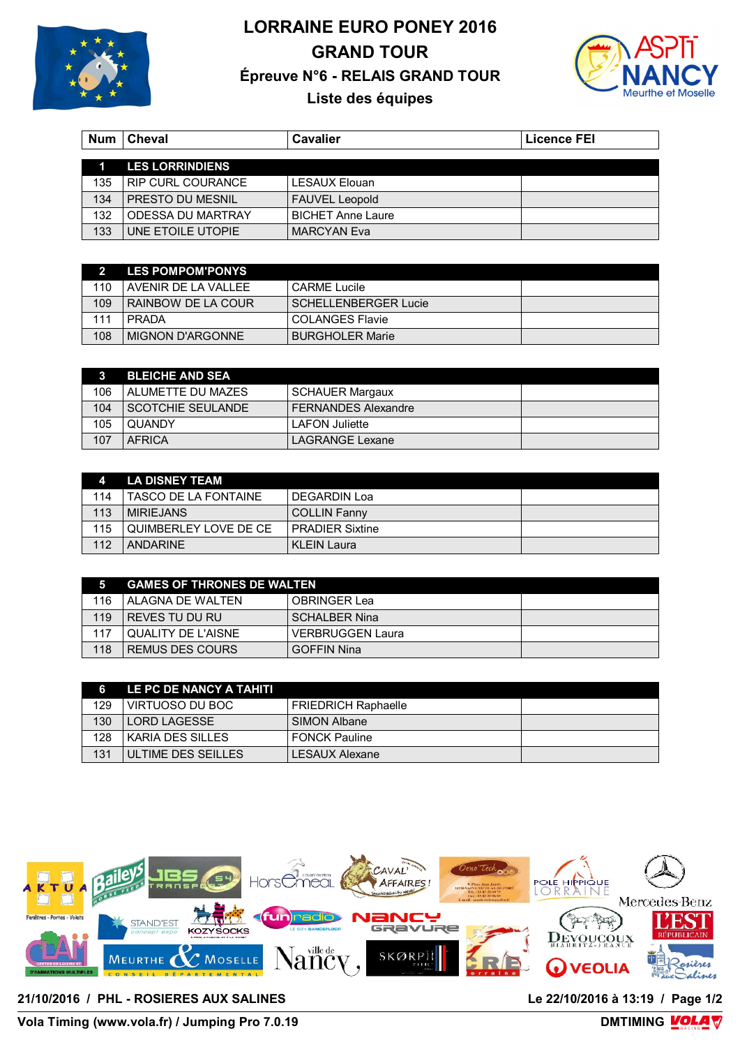# LORRAINE EURO PONEY 2016

## GRAND TOUR

### Épreuve N°6 - RELAIS GRAND TOUR

### Liste des équipes

| Num | Cheval | Cavalier | Licence FEI |
|---|---|---|---|
| **1** | **LES LORRINDIENS** | | |
| 135 | RIP CURL COURANCE | LESAUX Elouan | |
| 134 | PRESTO DU MESNIL | FAUVEL Leopold | |
| 132 | ODESSA DU MARTRAY | BICHET Anne Laure | |
| 133 | UNE ETOILE UTOPIE | MARCYAN Eva | |
| **2** | **LES POMPOM'PONYS** | | |
| 110 | AVENIR DE LA VALLEE | CARME Lucile | |
| 109 | RAINBOW DE LA COUR | SCHELLENBERGER Lucie | |
| 111 | PRADA | COLANGES Flavie | |
| 108 | MIGNON D'ARGONNE | BURGHOLER Marie | |
| **3** | **BLEICHE AND SEA** | | |
| 106 | ALUMETTE DU MAZES | SCHAUER Margaux | |
| 104 | SCOTCHIE SEULANDE | FERNANDES Alexandre | |
| 105 | QUANDY | LAFON Juliette | |
| 107 | AFRICA | LAGRANGE Lexane | |
| **4** | **LA DISNEY TEAM** | | |
| 114 | TASCO DE LA FONTAINE | DEGARDIN Loa | |
| 113 | MIRIEJANS | COLLIN Fanny | |
| 115 | QUIMBERLEY LOVE DE CE | PRADIER Sixtine | |
| 112 | ANDARINE | KLEIN Laura | |
| **5** | **GAMES OF THRONES DE WALTEN** | | |
| 116 | ALAGNA DE WALTEN | OBRINGER Lea | |
| 119 | REVES TU DU RU | SCHALBER Nina | |
| 117 | QUALITY DE L'AISNE | VERBRUGGEN Laura | |
| 118 | REMUS DES COURS | GOFFIN Nina | |
| **6** | **LE PC DE NANCY A TAHITI** | | |
| 129 | VIRTUOSO DU BOC | FRIEDRICH Raphaelle | |
| 130 | LORD LAGESSE | SIMON Albane | |
| 128 | KARIA DES SILLES | FONCK Pauline | |
| 131 | ULTIME DES SEILLES | LESAUX Alexane | |

21/10/2016 / PHL - ROSIERES AUX SALINES

Le 22/10/2016 à 13:19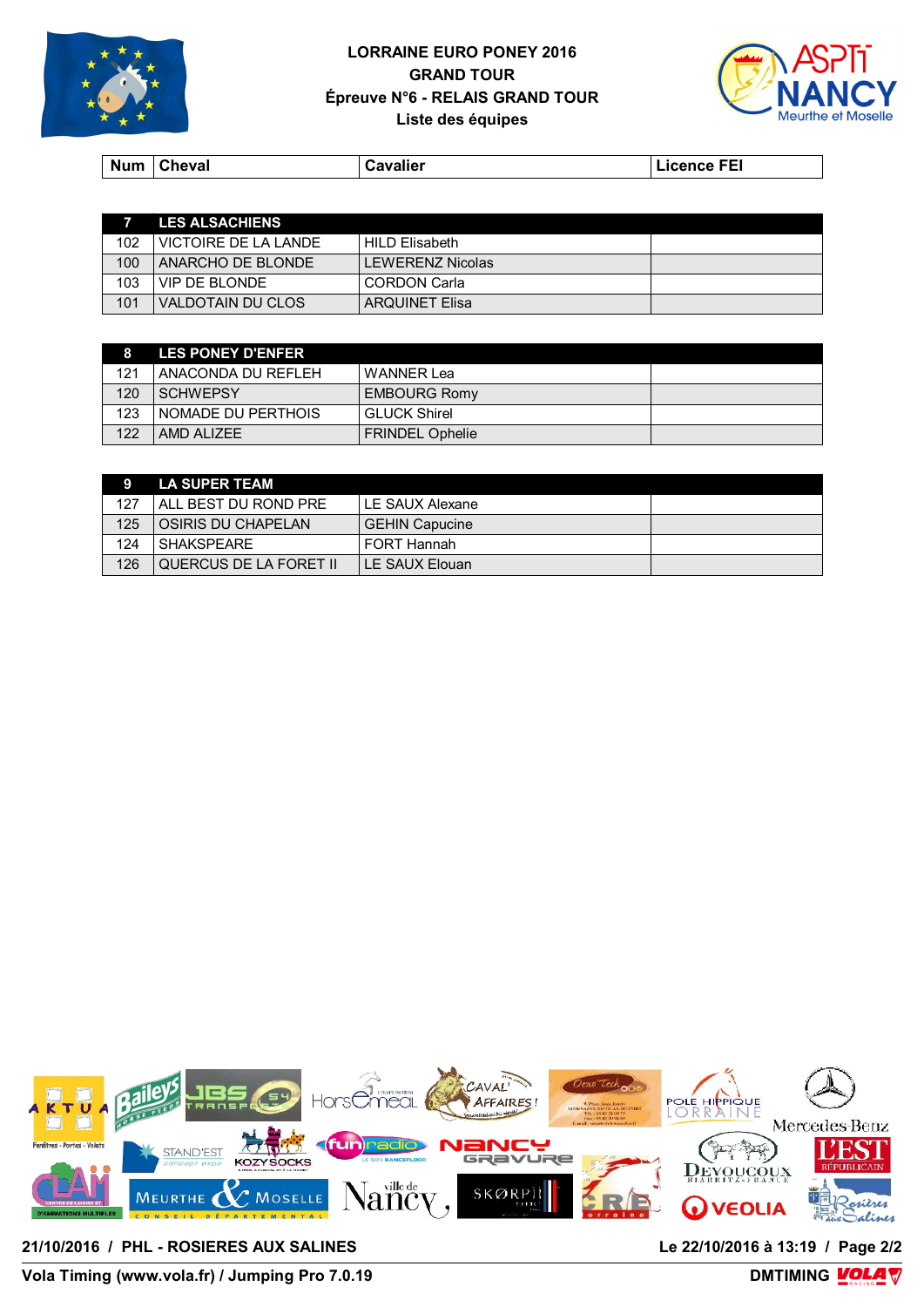**LORRAINE EURO PONEY 2016**
**GRAND TOUR**
**Épreuve N°6 - RELAIS GRAND TOUR**
**Liste des équipes**

| Num | Cheval | Cavalier | Licence FEI |
|---|---|---|---|
| **7** | **LES ALSACHIENS** | | |
| 102 | VICTOIRE DE LA LANDE | HILD Elisabeth | |
| 100 | ANARCHO DE BLONDE | LEWERENZ Nicolas | |
| 103 | VIP DE BLONDE | CORDON Carla | |
| 101 | VALDOTAIN DU CLOS | ARQUINET Elisa | |
| **8** | **LES PONEY D'ENFER** | | |
| 121 | ANACONDA DU REFLEH | WANNER Lea | |
| 120 | SCHWEPSY | EMBOURG Romy | |
| 123 | NOMADE DU PERTHOIS | GLUCK Shirel | |
| 122 | AMD ALIZEE | FRINDEL Ophelie | |
| **9** | **LA SUPER TEAM** | | |
| 127 | ALL BEST DU ROND PRE | LE SAUX Alexane | |
| 125 | OSIRIS DU CHAPELAN | GEHIN Capucine | |
| 124 | SHAKSPEARE | FORT Hannah | |
| 126 | QUERCUS DE LA FORET II | LE SAUX Elouan | |

21/10/2016 / PHL - ROSIERES AUX SALINES — Le 22/10/2016 à 13:19

Vola Timing (www.vola.fr) / Jumping Pro 7.0.19 — DMTIMING